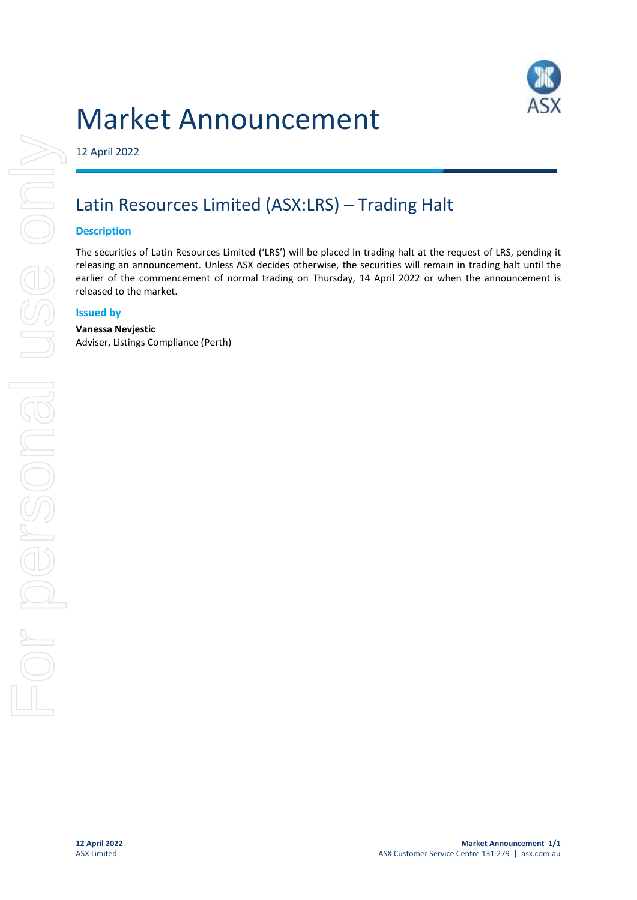# Market Announcement

12 April 2022

## Latin Resources Limited (ASX:LRS) – Trading Halt

### Description

The securities of Latin Resources Limited ('LRS') will be placed in trading halt at the request of LRS, pending it releasing an announcement. Unless ASX decides otherwise, the securities will remain in trading halt until the earlier of the commencement of normal trading on Thursday, 14 April 2022 or when the announcement is released to the market.

### Issued by

**Vanessa Nevjestic**
Adviser, Listings Compliance (Perth)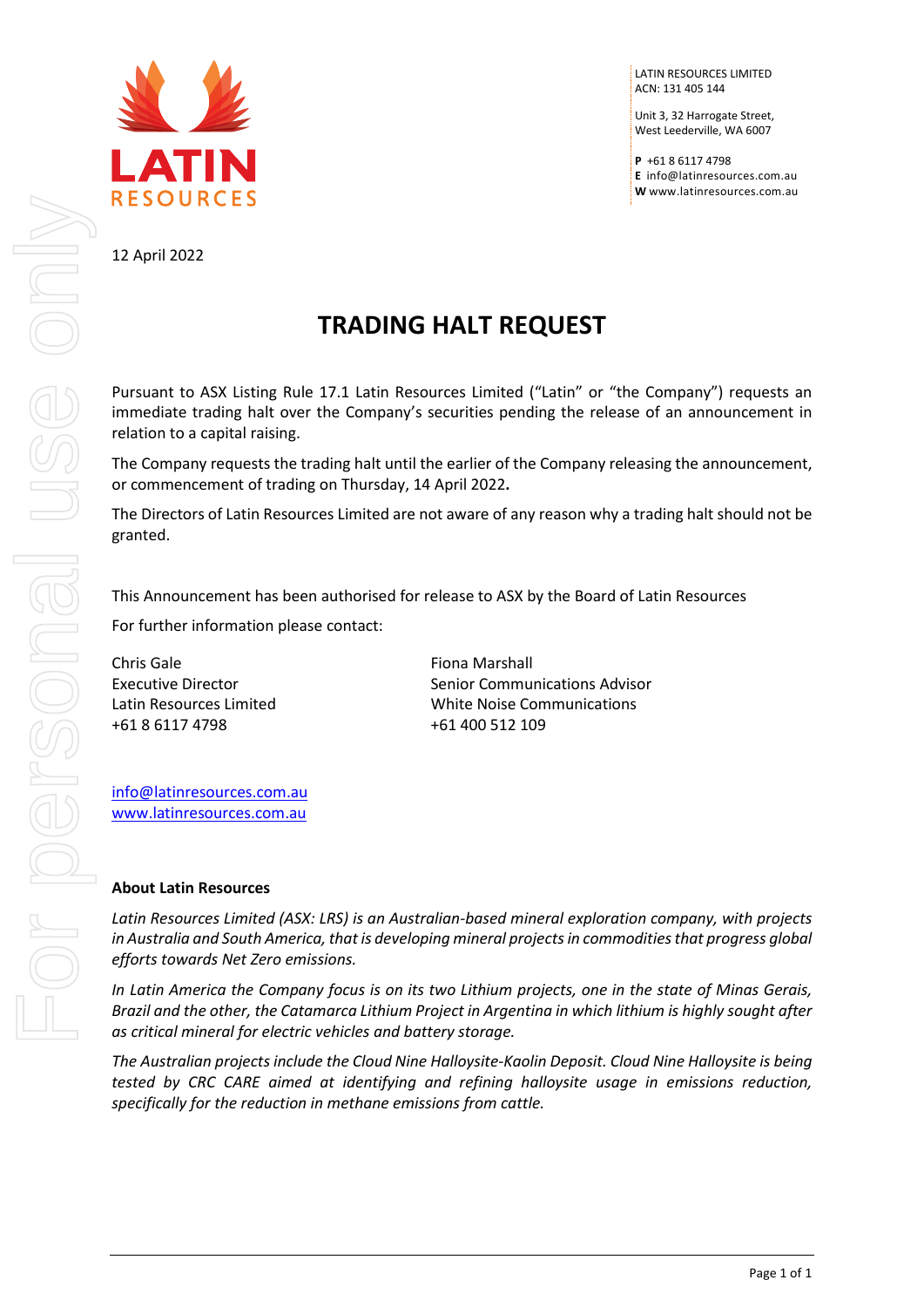LATIN RESOURCES LIMITED
ACN: 131 405 144

Unit 3, 32 Harrogate Street,
West Leederville, WA 6007

**P** +61 8 6117 4798
**E** info@latinresources.com.au
**W** www.latinresources.com.au

12 April 2022

# TRADING HALT REQUEST

Pursuant to ASX Listing Rule 17.1 Latin Resources Limited ("Latin" or "the Company") requests an immediate trading halt over the Company's securities pending the release of an announcement in relation to a capital raising.

The Company requests the trading halt until the earlier of the Company releasing the announcement, or commencement of trading on Thursday, 14 April 2022**.**

The Directors of Latin Resources Limited are not aware of any reason why a trading halt should not be granted.

This Announcement has been authorised for release to ASX by the Board of Latin Resources

For further information please contact:

Chris Gale
Executive Director
Latin Resources Limited
+61 8 6117 4798

Fiona Marshall
Senior Communications Advisor
White Noise Communications
+61 400 512 109

info@latinresources.com.au
www.latinresources.com.au

**About Latin Resources**

*Latin Resources Limited (ASX: LRS) is an Australian-based mineral exploration company, with projects in Australia and South America, that is developing mineral projects in commodities that progress global efforts towards Net Zero emissions.*

*In Latin America the Company focus is on its two Lithium projects, one in the state of Minas Gerais, Brazil and the other, the Catamarca Lithium Project in Argentina in which lithium is highly sought after as critical mineral for electric vehicles and battery storage.*

*The Australian projects include the Cloud Nine Halloysite-Kaolin Deposit. Cloud Nine Halloysite is being tested by CRC CARE aimed at identifying and refining halloysite usage in emissions reduction, specifically for the reduction in methane emissions from cattle.*